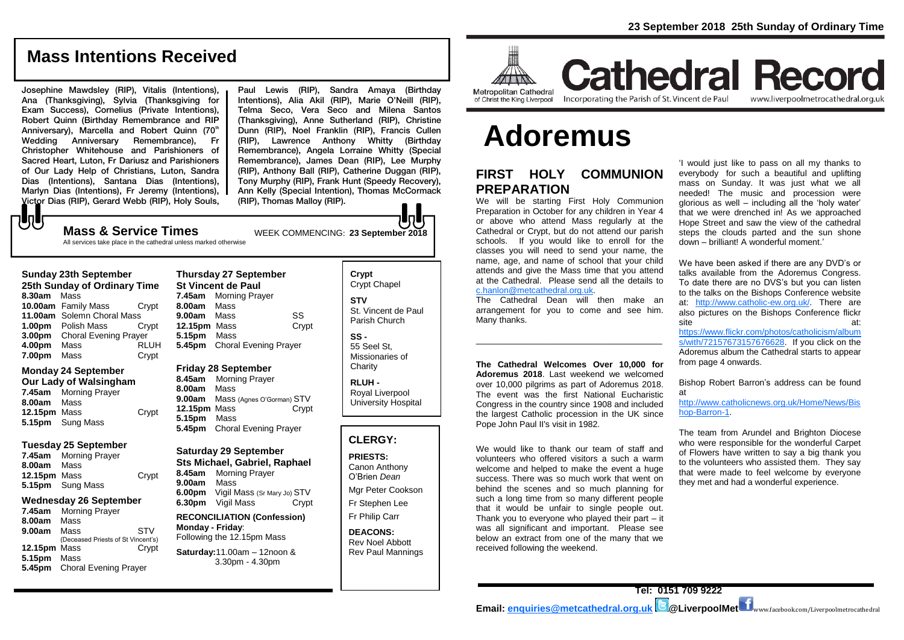## Mass Intentions Received

Josephine Mawdsley (RIP), Vitalis (Intentions), Ana (Thanksgiving), Sylvia (Thanksgiving for Exam Success), Cornelius (Private Intentions), Robert Quinn (Birthday Remembrance and RIP Anniversary), Marcella and Robert Quinn (70th Wedding Anniversary Remembrance), Fr Christopher Whitehouse and Parishioners of Sacred Heart, Luton, Fr Dariusz and Parishioners of Our Lady Help of Christians, Luton, Sandra Dias (Intentions), Santana Dias (Intentions), Marlyn Dias (Intentions), Fr Jeremy (Intentions), Victor Dias (RIP), Gerard Webb (RIP), Holy Souls, Paul Lewis (RIP), Sandra Amaya (Birthday Intentions), Alia Akil (RIP), Marie O'Neill (RIP), Telma Seco, Vera Seco and Milena Santos (Thanksgiving), Anne Sutherland (RIP), Christine Dunn (RIP), Noel Franklin (RIP), Francis Cullen (RIP), Lawrence Anthony Whitty (Birthday Remembrance), Angela Lorraine Whitty (Special Remembrance), James Dean (RIP), Lee Murphy (RIP), Anthony Ball (RIP), Catherine Duggan (RIP), Tony Murphy (RIP), Frank Hunt (Speedy Recovery), Ann Kelly (Special Intention), Thomas McCormack (RIP), Thomas Malloy (RIP).

## Mass & Service Times

WEEK COMMENCING: **23 September 2018**

All services take place in the cathedral unless marked otherwise

### Sunday 23th September
**25th Sunday of Ordinary Time**

| | | |
|---|---|---|
| **8.30am** | Mass | |
| **10.00am** | Family Mass | Crypt |
| **11.00am** | Solemn Choral Mass | |
| **1.00pm** | Polish Mass | Crypt |
| **3.00pm** | Choral Evening Prayer | |
| **4.00pm** | Mass | RLUH |
| **7.00pm** | Mass | Crypt |

### Monday 24 September
**Our Lady of Walsingham**

| | | |
|---|---|---|
| **7.45am** | Morning Prayer | |
| **8.00am** | Mass | |
| **12.15pm** | Mass | Crypt |
| **5.15pm** | Sung Mass | |

### Tuesday 25 September

| | | |
|---|---|---|
| **7.45am** | Morning Prayer | |
| **8.00am** | Mass | |
| **12.15pm** | Mass | Crypt |
| **5.15pm** | Sung Mass | |

### Wednesday 26 September

| | | |
|---|---|---|
| **7.45am** | Morning Prayer | |
| **8.00am** | Mass | |
| **9.00am** | Mass (Deceased Priests of St Vincent's) | STV |
| **12.15pm** | Mass | Crypt |
| **5.15pm** | Mass | |
| **5.45pm** | Choral Evening Prayer | |

### Thursday 27 September
**St Vincent de Paul**

| | | |
|---|---|---|
| **7.45am** | Morning Prayer | |
| **8.00am** | Mass | |
| **9.00am** | Mass | SS |
| **12.15pm** | Mass | Crypt |
| **5.15pm** | Mass | |
| **5.45pm** | Choral Evening Prayer | |

### Friday 28 September

| | | |
|---|---|---|
| **8.45am** | Morning Prayer | |
| **8.00am** | Mass | |
| **9.00am** | Mass (Agnes O'Gorman) | STV |
| **12.15pm** | Mass | Crypt |
| **5.15pm** | Mass | |
| **5.45pm** | Choral Evening Prayer | |

### Saturday 29 September
**Sts Michael, Gabriel, Raphael**

| | | |
|---|---|---|
| **8.45am** | Morning Prayer | |
| **9.00am** | Mass | |
| **6.00pm** | Vigil Mass (Sr Mary Jo) | STV |
| **6.30pm** | Vigil Mass | Crypt |

**RECONCILIATION (Confession)**
**Monday - Friday**: Following the 12.15pm Mass
**Saturday:** 11.00am – 12noon & 3.30pm - 4.30pm

**Crypt**
Crypt Chapel

**STV**
St. Vincent de Paul Parish Church

**SS -**
55 Seel St, Missionaries of Charity

**RLUH -**
Royal Liverpool University Hospital

## CLERGY:

**PRIESTS:**
Canon Anthony O'Brien *Dean*
Mgr Peter Cookson
Fr Stephen Lee
Fr Philip Carr

**DEACONS:**
Rev Noel Abbott
Rev Paul Mannings

**23 September 2018 25th Sunday of Ordinary Time**

Metropolitan Cathedral of Christ the King Liverpool

# Cathedral Record

Incorporating the Parish of St. Vincent de Paul — www.liverpoolmetrocathedral.org.uk

# Adoremus

## FIRST HOLY COMMUNION PREPARATION

We will be starting First Holy Communion Preparation in October for any children in Year 4 or above who attend Mass regularly at the Cathedral or Crypt, but do not attend our parish schools. If you would like to enroll for the classes you will need to send your name, the name, age, and name of school that your child attends and give the Mass time that you attend at the Cathedral. Please send all the details to c.hanlon@metcathedral.org.uk.

The Cathedral Dean will then make an arrangement for you to come and see him. Many thanks.

---

**The Cathedral Welcomes Over 10,000 for Adoremus 2018**. Last weekend we welcomed over 10,000 pilgrims as part of Adoremus 2018. The event was the first National Eucharistic Congress in the country since 1908 and included the largest Catholic procession in the UK since Pope John Paul II's visit in 1982.

We would like to thank our team of staff and volunteers who offered visitors a such a warm welcome and helped to make the event a huge success. There was so much work that went on behind the scenes and so much planning for such a long time from so many different people that it would be unfair to single people out. Thank you to everyone who played their part – it was all significant and important. Please see below an extract from one of the many that we received following the weekend.

'I would just like to pass on all my thanks to everybody for such a beautiful and uplifting mass on Sunday. It was just what we all needed! The music and procession were glorious as well – including all the 'holy water' that we were drenched in! As we approached Hope Street and saw the view of the cathedral steps the clouds parted and the sun shone down – brilliant! A wonderful moment.'

We have been asked if there are any DVD's or talks available from the Adoremus Congress. To date there are no DVS's but you can listen to the talks on the Bishops Conference website at: http://www.catholic-ew.org.uk/. There are also pictures on the Bishops Conference flickr site at: https://www.flickr.com/photos/catholicism/albums/with/72157673157676628. If you click on the Adoremus album the Cathedral starts to appear from page 4 onwards.

Bishop Robert Barron's address can be found at http://www.catholicnews.org.uk/Home/News/Bishop-Barron-1.

The team from Arundel and Brighton Diocese who were responsible for the wonderful Carpet of Flowers have written to say a big thank you to the volunteers who assisted them. They say that were made to feel welcome by everyone they met and had a wonderful experience.

**Tel: 0151 709 9222**
**Email: enquiries@metcathedral.org.uk** @LiverpoolMet www.facebook.com/Liverpoolmetrocathedral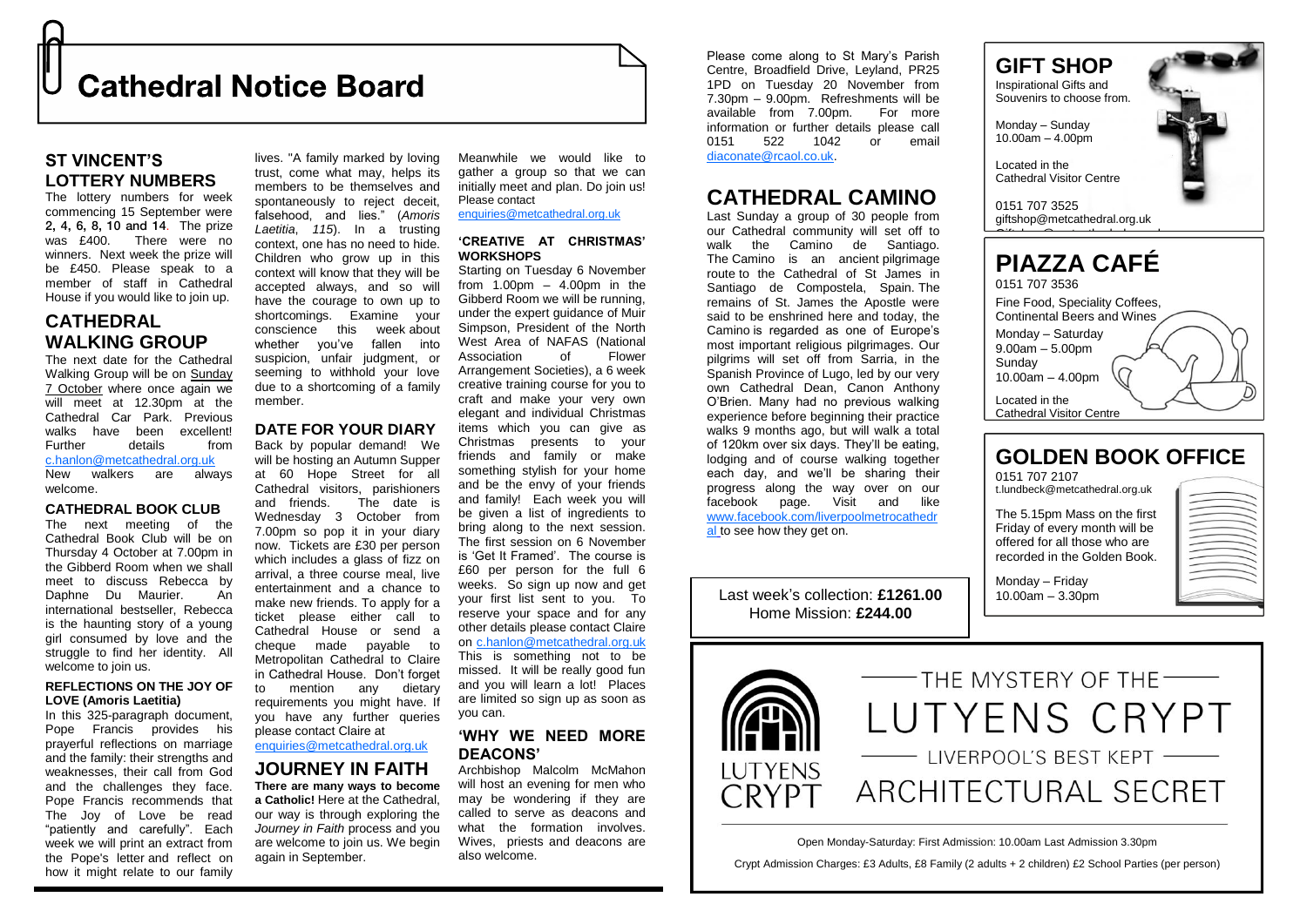# Cathedral Notice Board

## ST VINCENT'S LOTTERY NUMBERS

The lottery numbers for week commencing 15 September were **2, 4, 6, 8, 10 and 14**. The prize was £400. There were no winners. Next week the prize will be £450. Please speak to a member of staff in Cathedral House if you would like to join up.

## CATHEDRAL WALKING GROUP

The next date for the Cathedral Walking Group will be on Sunday 7 October where once again we will meet at 12.30pm at the Cathedral Car Park. Previous walks have been excellent! Further details from c.hanlon@metcathedral.org.uk
New walkers are always welcome.

### CATHEDRAL BOOK CLUB

The next meeting of the Cathedral Book Club will be on Thursday 4 October at 7.00pm in the Gibberd Room when we shall meet to discuss Rebecca by Daphne Du Maurier. An international bestseller, Rebecca is the haunting story of a young girl consumed by love and the struggle to find her identity. All welcome to join us.

#### REFLECTIONS ON THE JOY OF LOVE (Amoris Laetitia)

In this 325-paragraph document, Pope Francis provides his prayerful reflections on marriage and the family: their strengths and weaknesses, their call from God and the challenges they face. Pope Francis recommends that The Joy of Love be read "patiently and carefully". Each week we will print an extract from the Pope's letter and reflect on how it might relate to our family lives. "A family marked by loving trust, come what may, helps its members to be themselves and spontaneously to reject deceit, falsehood, and lies." (*Amoris Laetitia, 115*). In a trusting context, one has no need to hide. Children who grow up in this context will know that they will be accepted always, and so will have the courage to own up to shortcomings. Examine your conscience this week about whether you've fallen into suspicion, unfair judgment, or seeming to withhold your love due to a shortcoming of a family member.

### DATE FOR YOUR DIARY

Back by popular demand! We will be hosting an Autumn Supper at 60 Hope Street for all Cathedral visitors, parishioners and friends. The date is Wednesday 3 October from 7.00pm so pop it in your diary now. Tickets are £30 per person which includes a glass of fizz on arrival, a three course meal, live entertainment and a chance to make new friends. To apply for a ticket please either call to Cathedral House or send a cheque made payable to Metropolitan Cathedral to Claire in Cathedral House. Don't forget to mention any dietary requirements you might have. If you have any further queries please contact Claire at enquiries@metcathedral.org.uk

## JOURNEY IN FAITH

**There are many ways to become a Catholic!** Here at the Cathedral, our way is through exploring the *Journey in Faith* process and you are welcome to join us. We begin again in September.

Meanwhile we would like to gather a group so that we can initially meet and plan. Do join us! Please contact enquiries@metcathedral.org.uk

#### 'CREATIVE AT CHRISTMAS' WORKSHOPS

Starting on Tuesday 6 November from 1.00pm – 4.00pm in the Gibberd Room we will be running, under the expert guidance of Muir Simpson, President of the North West Area of NAFAS (National Association of Flower Arrangement Societies), a 6 week creative training course for you to craft and make your very own elegant and individual Christmas items which you can give as Christmas presents to your friends and family or make something stylish for your home and be the envy of your friends and family! Each week you will be given a list of ingredients to bring along to the next session. The first session on 6 November is 'Get It Framed'. The course is £60 per person for the full 6 weeks. So sign up now and get your first list sent to you. To reserve your space and for any other details please contact Claire on c.hanlon@metcathedral.org.uk
This is something not to be missed. It will be really good fun and you will learn a lot! Places are limited so sign up as soon as you can.

### 'WHY WE NEED MORE DEACONS'

Archbishop Malcolm McMahon will host an evening for men who may be wondering if they are called to serve as deacons and what the formation involves. Wives, priests and deacons are also welcome.

Please come along to St Mary's Parish Centre, Broadfield Drive, Leyland, PR25 1PD on Tuesday 20 November from 7.30pm – 9.00pm. Refreshments will be available from 7.00pm. For more information or further details please call 0151 522 1042 or email diaconate@rcaol.co.uk.

## CATHEDRAL CAMINO

Last Sunday a group of 30 people from our Cathedral community will set off to walk the Camino de Santiago. The Camino is an ancient pilgrimage route to the Cathedral of St James in Santiago de Compostela, Spain. The remains of St. James the Apostle were said to be enshrined here and today, the Camino is regarded as one of Europe's most important religious pilgrimages. Our pilgrims will set off from Sarria, in the Spanish Province of Lugo, led by our very own Cathedral Dean, Canon Anthony O'Brien. Many had no previous walking experience before beginning their practice walks 9 months ago, but will walk a total of 120km over six days. They'll be eating, lodging and of course walking together each day, and we'll be sharing their progress along the way over on our facebook page. Visit and like www.facebook.com/liverpoolmetrocathedral to see how they get on.

Last week's collection: **£1261.00**
Home Mission: **£244.00**

## GIFT SHOP

Inspirational Gifts and Souvenirs to choose from.

Monday – Sunday
10.00am – 4.00pm

Located in the Cathedral Visitor Centre

0151 707 3525
giftshop@metcathedral.org.uk

## PIAZZA CAFÉ

0151 707 3536

Fine Food, Speciality Coffees, Continental Beers and Wines

Monday – Saturday
9.00am – 5.00pm
Sunday
10.00am – 4.00pm

Located in the Cathedral Visitor Centre

## GOLDEN BOOK OFFICE

0151 707 2107
t.lundbeck@metcathedral.org.uk

The 5.15pm Mass on the first Friday of every month will be offered for all those who are recorded in the Golden Book.

Monday – Friday
10.00am – 3.30pm

LUTYENS CRYPT

THE MYSTERY OF THE LUTYENS CRYPT
LIVERPOOL'S BEST KEPT ARCHITECTURAL SECRET

Open Monday-Saturday: First Admission: 10.00am Last Admission 3.30pm

Crypt Admission Charges: £3 Adults, £8 Family (2 adults + 2 children) £2 School Parties (per person)